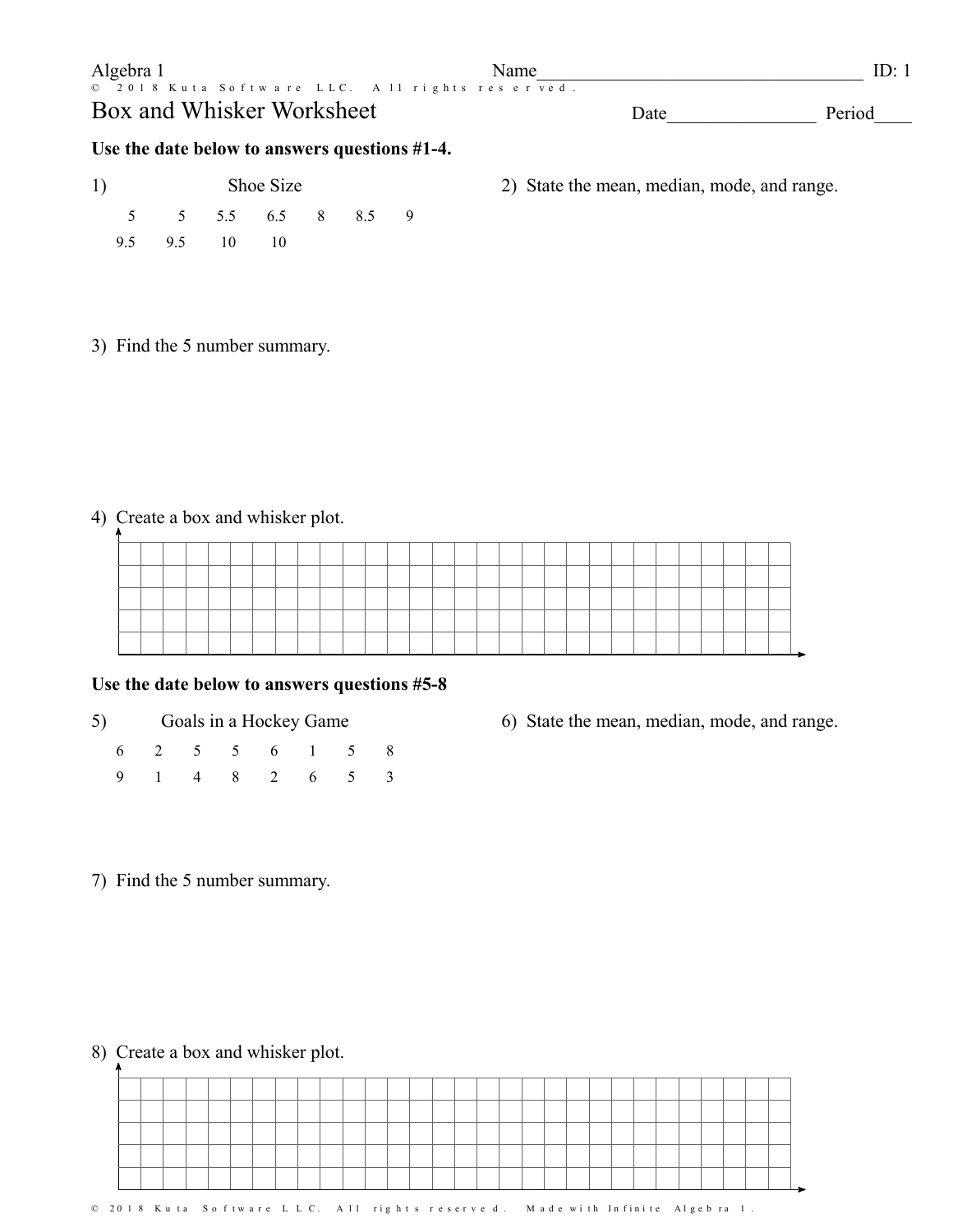Algebra 1

Name___________________________________ ID: 1

# Box and Whisker Worksheet

Date________________ Period____

**Use the date below to answers questions #1-4.**

1) Shoe Size

| 5 | 5 | 5.5 | 6.5 | 8 | 8.5 | 9 |
|---|---|---|---|---|---|---|
| 9.5 | 9.5 | 10 | 10 | | | |

2) State the mean, median, mode, and range.

3) Find the 5 number summary.

4) Create a box and whisker plot.

**Use the date below to answers questions #5-8**

5) Goals in a Hockey Game

| 6 | 2 | 5 | 5 | 6 | 1 | 5 | 8 |
|---|---|---|---|---|---|---|---|
| 9 | 1 | 4 | 8 | 2 | 6 | 5 | 3 |

6) State the mean, median, mode, and range.

7) Find the 5 number summary.

8) Create a box and whisker plot.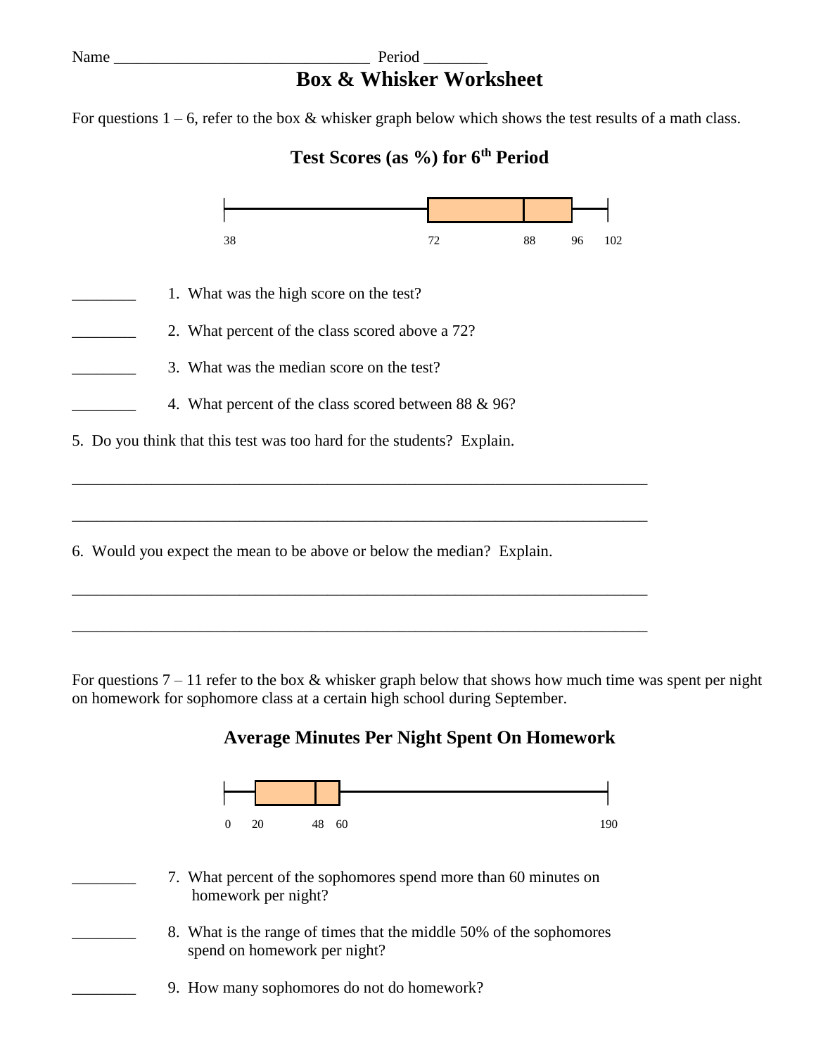Name ______________________________ Period ________

# Box & Whisker Worksheet

For questions 1 – 6, refer to the box & whisker graph below which shows the test results of a math class.

## Test Scores (as %) for 6th Period

38 72 88 96 102

________ 1. What was the high score on the test?

________ 2. What percent of the class scored above a 72?

________ 3. What was the median score on the test?

________ 4. What percent of the class scored between 88 & 96?

5. Do you think that this test was too hard for the students? Explain.

_______________________________________________________________________

_______________________________________________________________________

6. Would you expect the mean to be above or below the median? Explain.

_______________________________________________________________________

_______________________________________________________________________

For questions 7 – 11 refer to the box & whisker graph below that shows how much time was spent per night on homework for sophomore class at a certain high school during September.

## Average Minutes Per Night Spent On Homework

0 20 48 60 190

________ 7. What percent of the sophomores spend more than 60 minutes on homework per night?

________ 8. What is the range of times that the middle 50% of the sophomores spend on homework per night?

________ 9. How many sophomores do not do homework?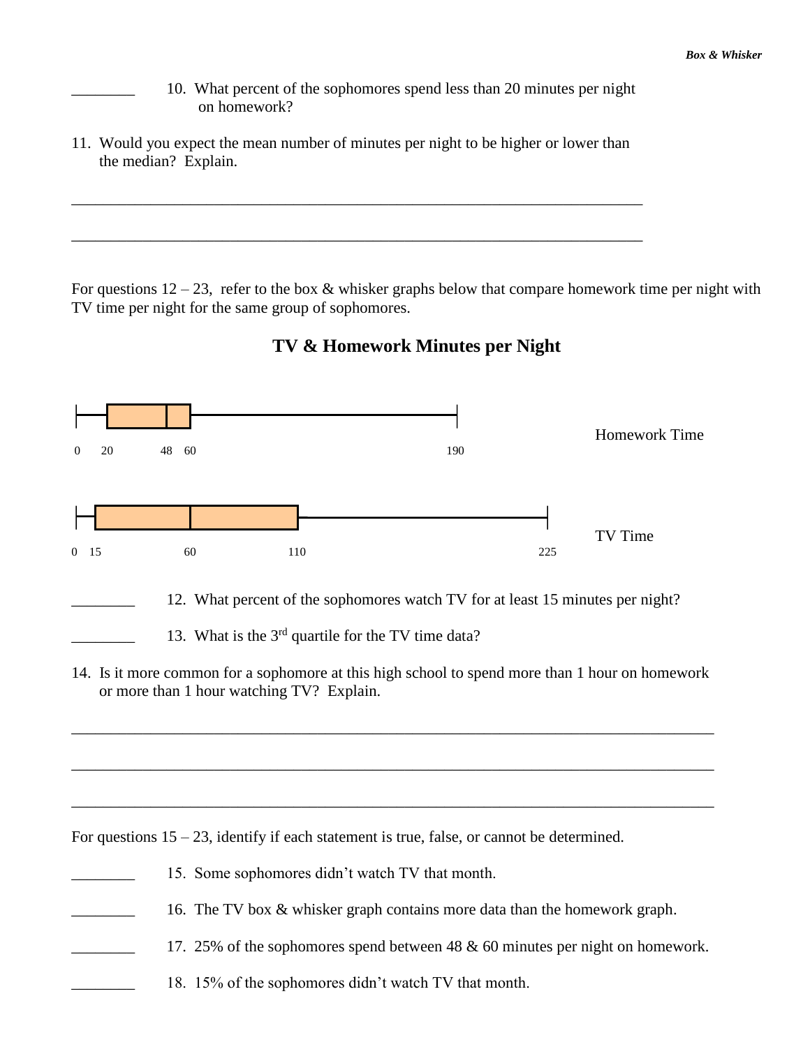________ 10. What percent of the sophomores spend less than 20 minutes per night on homework?

11. Would you expect the mean number of minutes per night to be higher or lower than the median? Explain.

______________________________________________________________________

______________________________________________________________________

For questions 12 – 23, refer to the box & whisker graphs below that compare homework time per night with TV time per night for the same group of sophomores.

## TV & Homework Minutes per Night

Homework Time: 0, 20, 48, 60, 190

TV Time: 0, 15, 60, 110, 225

________ 12. What percent of the sophomores watch TV for at least 15 minutes per night?

________ 13. What is the 3[rd] quartile for the TV time data?

14. Is it more common for a sophomore at this high school to spend more than 1 hour on homework or more than 1 hour watching TV? Explain.

______________________________________________________________________

______________________________________________________________________

______________________________________________________________________

For questions 15 – 23, identify if each statement is true, false, or cannot be determined.

________ 15. Some sophomores didn't watch TV that month.

________ 16. The TV box & whisker graph contains more data than the homework graph.

________ 17. 25% of the sophomores spend between 48 & 60 minutes per night on homework.

________ 18. 15% of the sophomores didn't watch TV that month.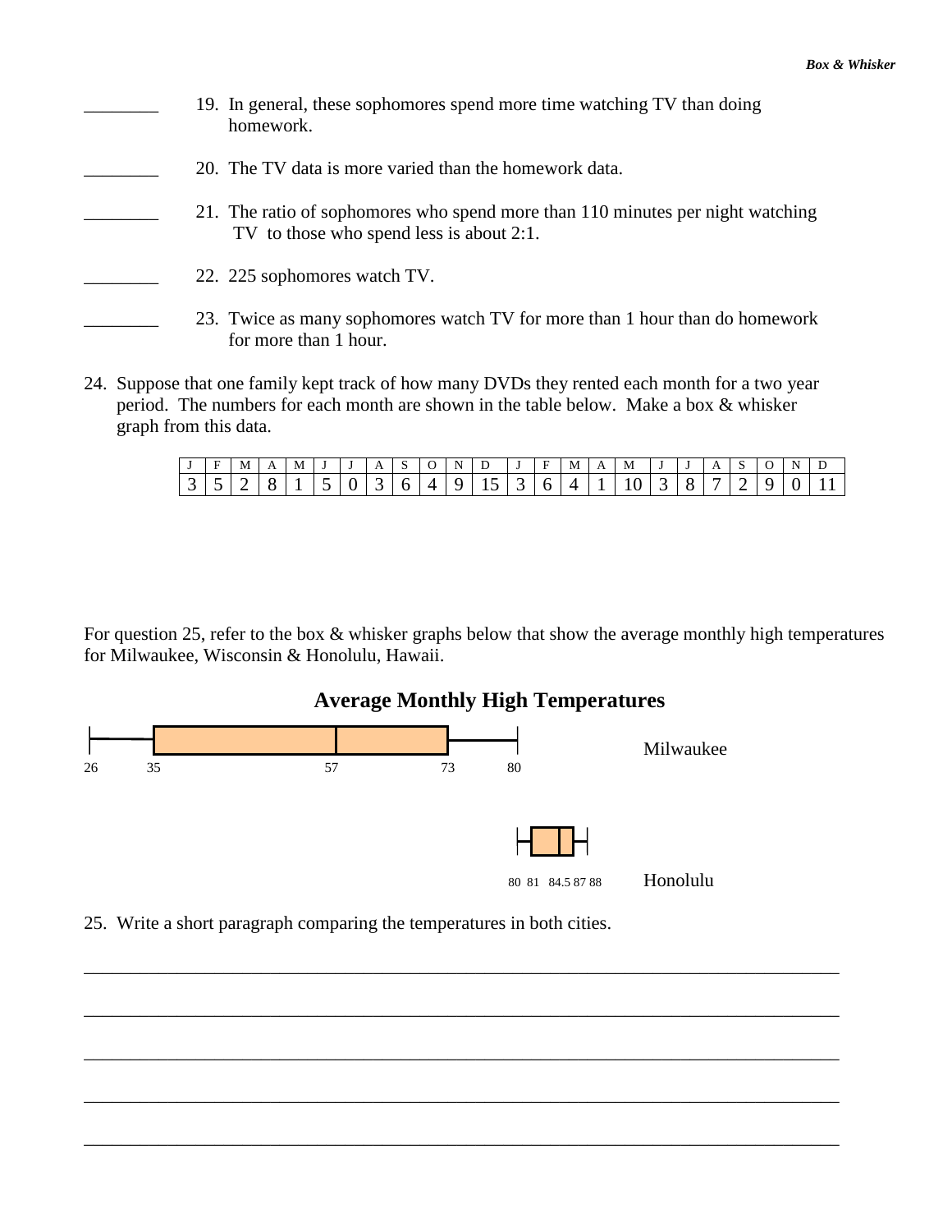________ 19. In general, these sophomores spend more time watching TV than doing homework.

________ 20. The TV data is more varied than the homework data.

________ 21. The ratio of sophomores who spend more than 110 minutes per night watching TV to those who spend less is about 2:1.

________ 22. 225 sophomores watch TV.

________ 23. Twice as many sophomores watch TV for more than 1 hour than do homework for more than 1 hour.

24. Suppose that one family kept track of how many DVDs they rented each month for a two year period. The numbers for each month are shown in the table below. Make a box & whisker graph from this data.

| J | F | M | A | M | J | J | A | S | O | N | D | J | F | M | A | M | J | J | A | S | O | N | D |
|---|---|---|---|---|---|---|---|---|---|---|---|---|---|---|---|---|---|---|---|---|---|---|---|
| 3 | 5 | 2 | 8 | 1 | 5 | 0 | 3 | 6 | 4 | 9 | 15 | 3 | 6 | 4 | 1 | 10 | 3 | 8 | 7 | 2 | 9 | 0 | 11 |

For question 25, refer to the box & whisker graphs below that show the average monthly high temperatures for Milwaukee, Wisconsin & Honolulu, Hawaii.

**Average Monthly High Temperatures**

Milwaukee

26 35 57 73 80

Honolulu

80 81 84.5 87 88

25. Write a short paragraph comparing the temperatures in both cities.

________________________________________________________________________

________________________________________________________________________

________________________________________________________________________

________________________________________________________________________

________________________________________________________________________